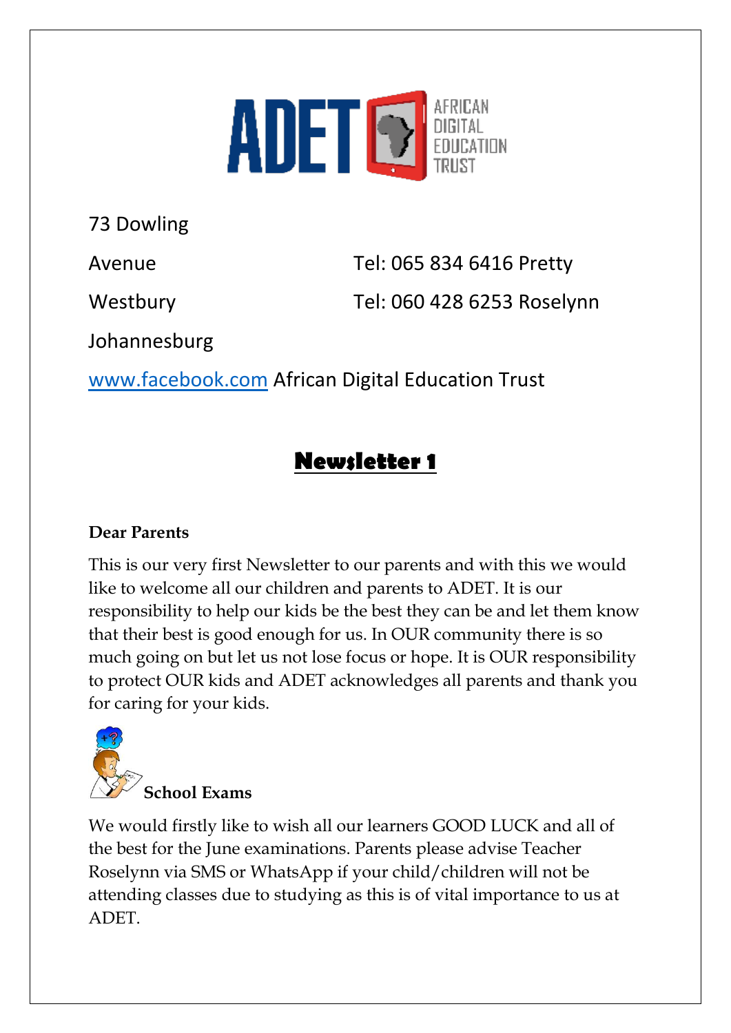ADET AFRICAN DIGITAL EDUCATION TRUST

73 Dowling

Avenue

Westbury

Johannesburg

Tel: 065 834 6416 Pretty

Tel: 060 428 6253 Roselynn

www.facebook.com African Digital Education Trust

# Newsletter 1

**Dear Parents**

This is our very first Newsletter to our parents and with this we would like to welcome all our children and parents to ADET. It is our responsibility to help our kids be the best they can be and let them know that their best is good enough for us. In OUR community there is so much going on but let us not lose focus or hope. It is OUR responsibility to protect OUR kids and ADET acknowledges all parents and thank you for caring for your kids.

### School Exams

We would firstly like to wish all our learners GOOD LUCK and all of the best for the June examinations. Parents please advise Teacher Roselynn via SMS or WhatsApp if your child/children will not be attending classes due to studying as this is of vital importance to us at ADET.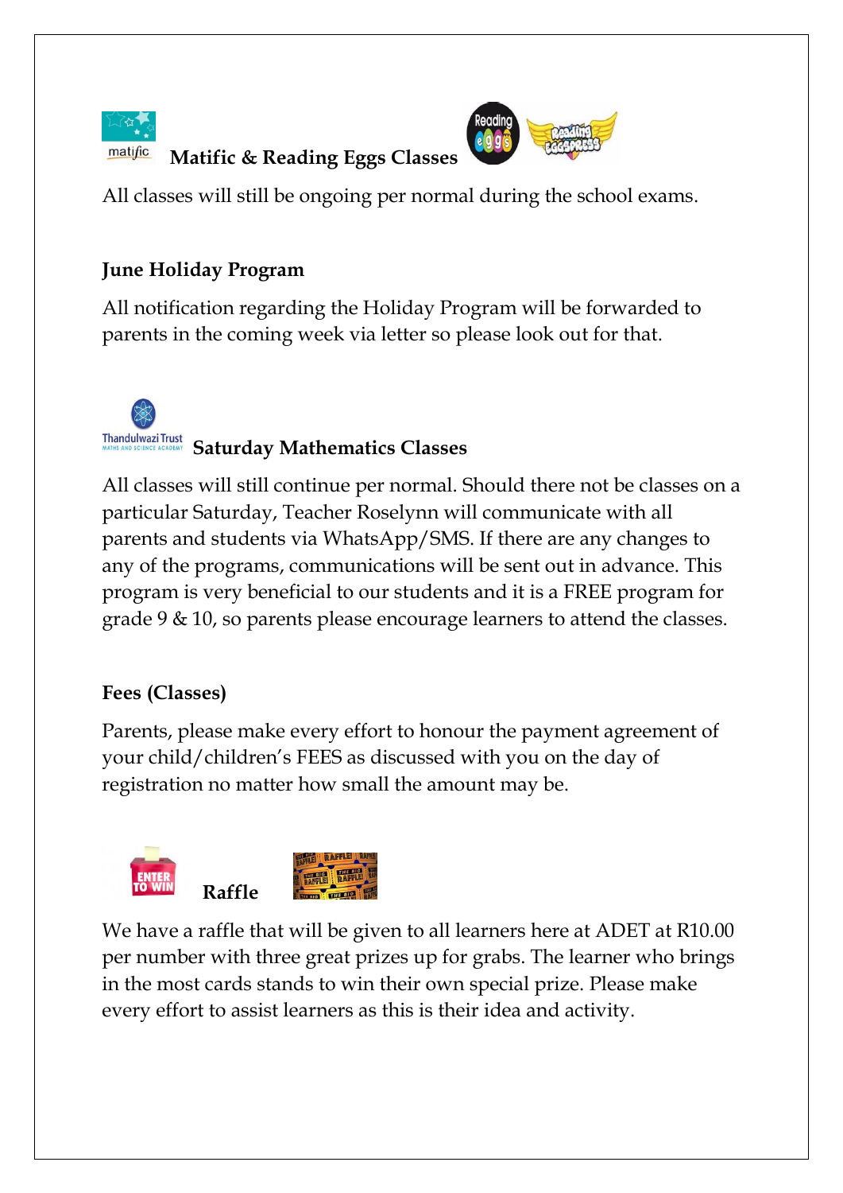## Matific & Reading Eggs Classes

All classes will still be ongoing per normal during the school exams.

## June Holiday Program

All notification regarding the Holiday Program will be forwarded to parents in the coming week via letter so please look out for that.

## Saturday Mathematics Classes

All classes will still continue per normal. Should there not be classes on a particular Saturday, Teacher Roselynn will communicate with all parents and students via WhatsApp/SMS. If there are any changes to any of the programs, communications will be sent out in advance. This program is very beneficial to our students and it is a FREE program for grade 9 & 10, so parents please encourage learners to attend the classes.

## Fees (Classes)

Parents, please make every effort to honour the payment agreement of your child/children's FEES as discussed with you on the day of registration no matter how small the amount may be.

## Raffle

We have a raffle that will be given to all learners here at ADET at R10.00 per number with three great prizes up for grabs. The learner who brings in the most cards stands to win their own special prize. Please make every effort to assist learners as this is their idea and activity.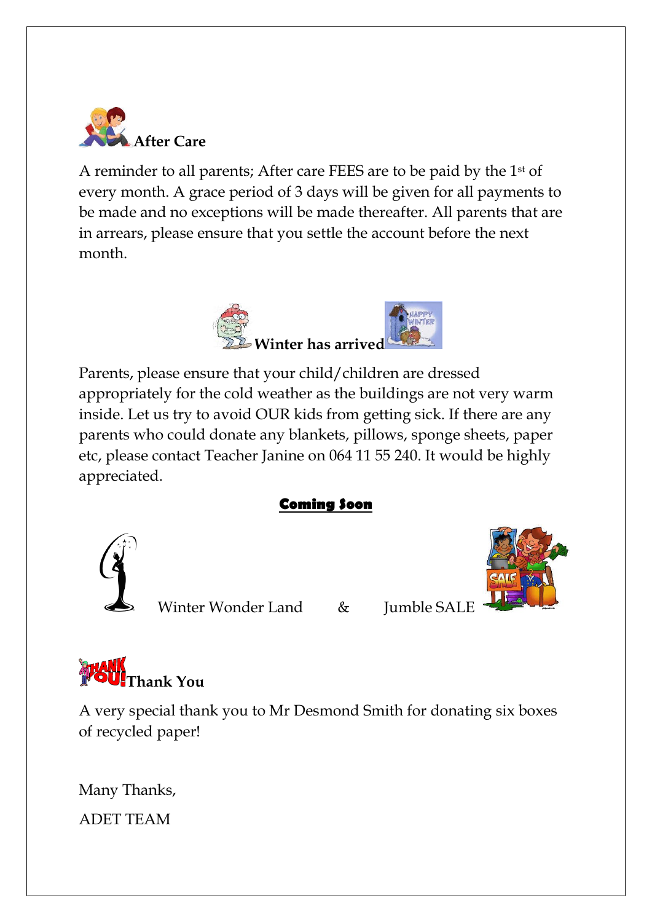## After Care

A reminder to all parents; After care FEES are to be paid by the 1st of every month. A grace period of 3 days will be given for all payments to be made and no exceptions will be made thereafter. All parents that are in arrears, please ensure that you settle the account before the next month.

## Winter has arrived

Parents, please ensure that your child/children are dressed appropriately for the cold weather as the buildings are not very warm inside. Let us try to avoid OUR kids from getting sick. If there are any parents who could donate any blankets, pillows, sponge sheets, paper etc, please contact Teacher Janine on 064 11 55 240. It would be highly appreciated.

## Coming Soon

Winter Wonder Land & Jumble SALE

## Thank You

A very special thank you to Mr Desmond Smith for donating six boxes of recycled paper!

Many Thanks,

ADET TEAM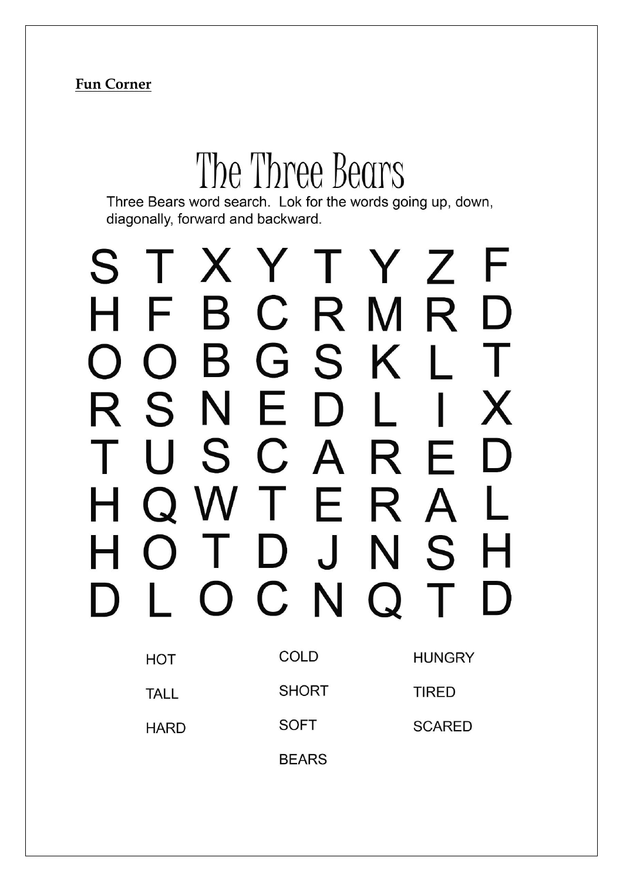**Fun Corner**

# The Three Bears

Three Bears word search. Lok for the words going up, down, diagonally, forward and backward.

| | | | | | | | |
|---|---|---|---|---|---|---|---|
| S | T | X | Y | T | Y | Z | F |
| H | F | B | C | R | M | R | D |
| O | O | B | G | S | K | L | T |
| R | S | N | E | D | L | I | X |
| T | U | S | C | A | R | E | D |
| H | Q | W | T | E | R | A | L |
| H | O | T | D | J | N | S | H |
| D | L | O | C | N | Q | T | D |

| | | |
|---|---|---|
| HOT | COLD | HUNGRY |
| TALL | SHORT | TIRED |
| HARD | SOFT | SCARED |
| | BEARS | |